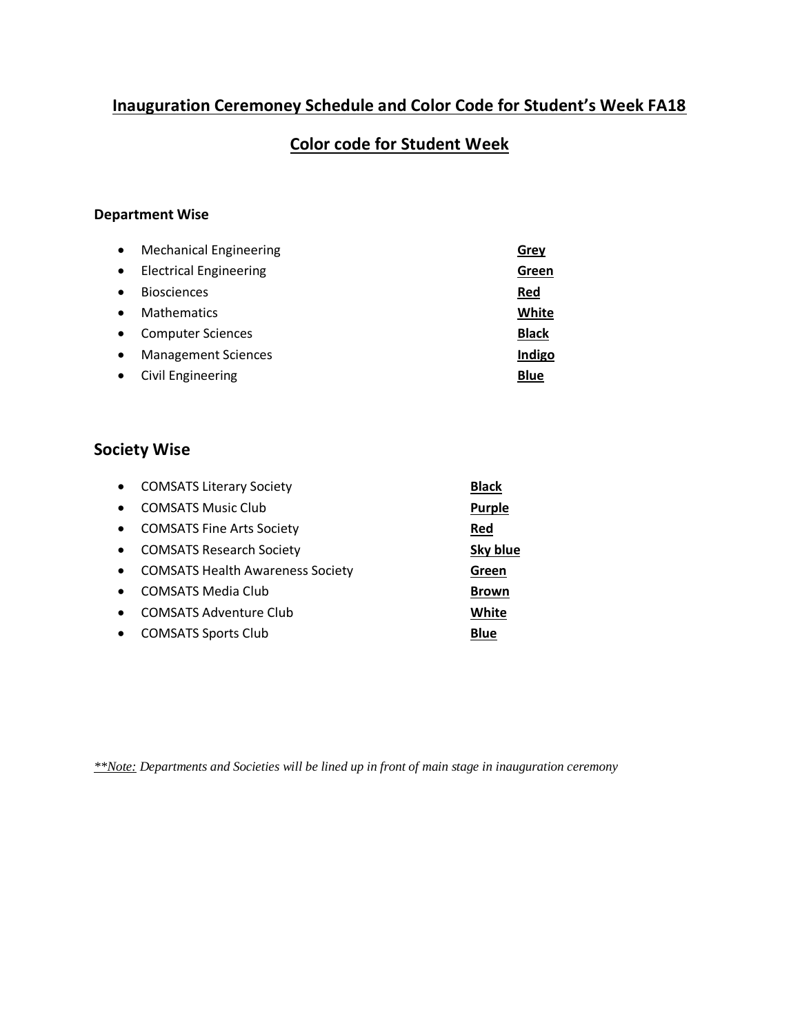# Inauguration Ceremoney Schedule and Color Code for Student's Week FA18

## Color code for Student Week

### Department Wise

- Mechanical Engineering **Grey**
- Electrical Engineering **Green**
- Biosciences **Red**
- Mathematics **White**
- Computer Sciences **Black**
- Management Sciences **Indigo**
- Civil Engineering **Blue**

### Society Wise

- COMSATS Literary Society **Black**
- COMSATS Music Club **Purple**
- COMSATS Fine Arts Society **Red**
- COMSATS Research Society **Sky blue**
- COMSATS Health Awareness Society **Green**
- COMSATS Media Club **Brown**
- COMSATS Adventure Club **White**
- COMSATS Sports Club **Blue**

*\*\*Note: Departments and Societies will be lined up in front of main stage in inauguration ceremony*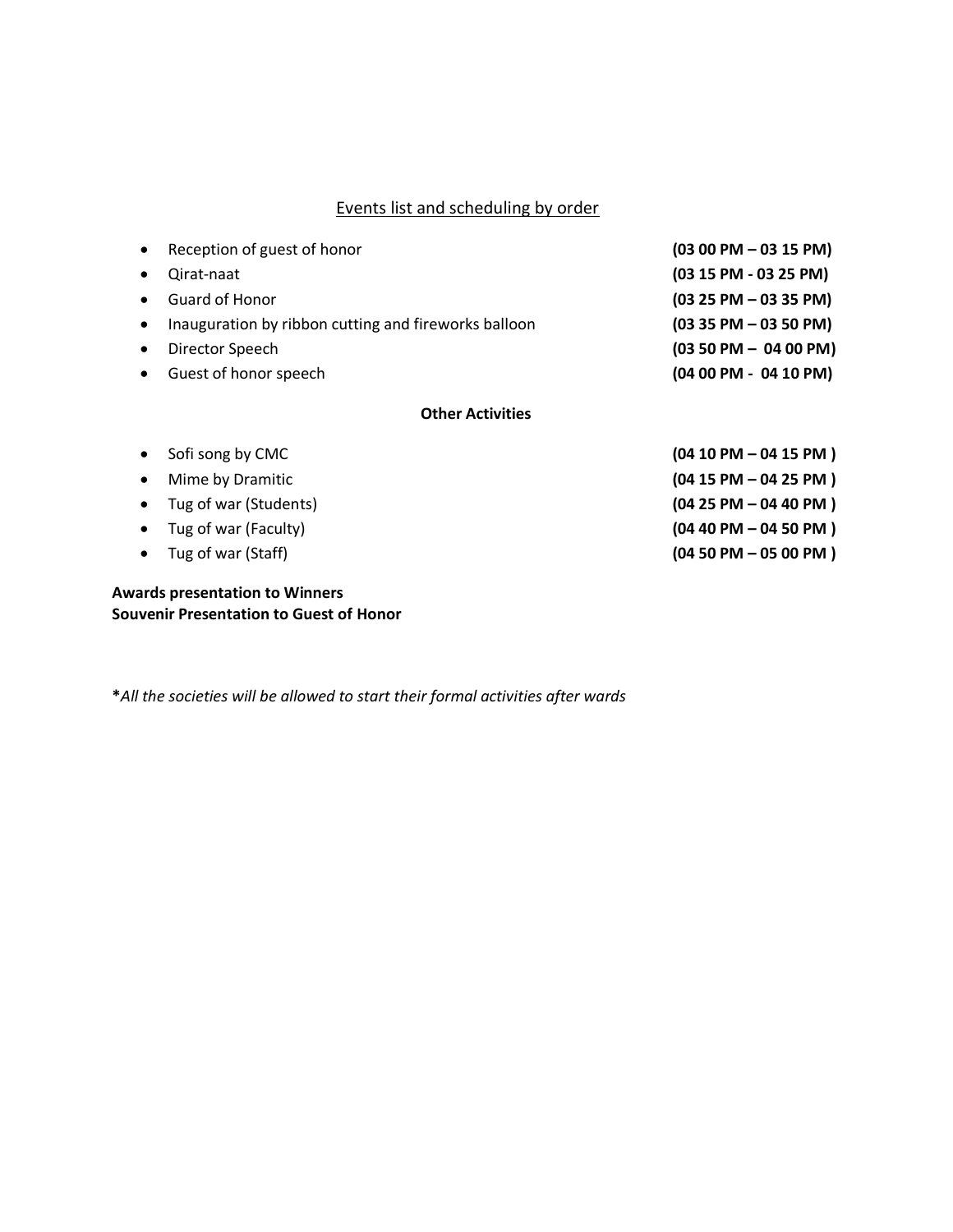## Events list and scheduling by order

- Reception of guest of honor **(03 00 PM – 03 15 PM)**
- Qirat-naat **(03 15 PM - 03 25 PM)**
- Guard of Honor **(03 25 PM – 03 35 PM)**
- Inauguration by ribbon cutting and fireworks balloon **(03 35 PM – 03 50 PM)**
- Director Speech **(03 50 PM – 04 00 PM)**
- Guest of honor speech **(04 00 PM - 04 10 PM)**

**Other Activities**

- Sofi song by CMC **(04 10 PM – 04 15 PM )**
- Mime by Dramitic **(04 15 PM – 04 25 PM )**
- Tug of war (Students) **(04 25 PM – 04 40 PM )**
- Tug of war (Faculty) **(04 40 PM – 04 50 PM )**
- Tug of war (Staff) **(04 50 PM – 05 00 PM )**

**Awards presentation to Winners**
**Souvenir Presentation to Guest of Honor**

**\***_All the societies will be allowed to start their formal activities after wards_